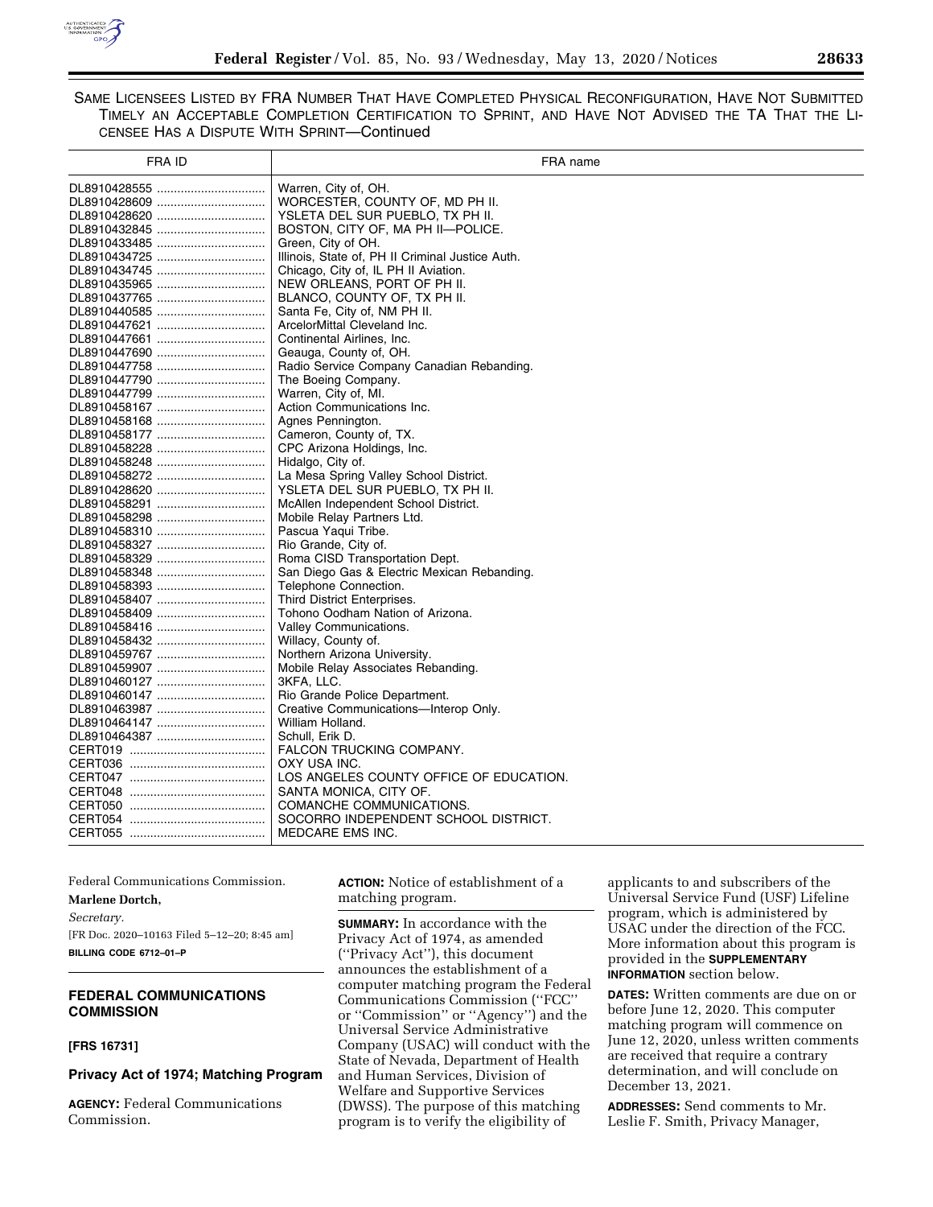SAME LICENSEES LISTED BY FRA NUMBER THAT HAVE COMPLETED PHYSICAL RECONFIGURATION, HAVE NOT SUBMITTED TIMELY AN ACCEPTABLE COMPLETION CERTIFICATION TO SPRINT, AND HAVE NOT ADVISED THE TA THAT THE LICENSEE HAS A DISPUTE WITH SPRINT—Continued

| FRA ID | FRA name |
|---|---|
| DL8910428555 | Warren, City of, OH. |
| DL8910428609 | WORCESTER, COUNTY OF, MD PH II. |
| DL8910428620 | YSLETA DEL SUR PUEBLO, TX PH II. |
| DL8910432845 | BOSTON, CITY OF, MA PH II—POLICE. |
| DL8910433485 | Green, City of OH. |
| DL8910434725 | Illinois, State of, PH II Criminal Justice Auth. |
| DL8910434745 | Chicago, City of, IL PH II Aviation. |
| DL8910435965 | NEW ORLEANS, PORT OF PH II. |
| DL8910437765 | BLANCO, COUNTY OF, TX PH II. |
| DL8910440585 | Santa Fe, City of, NM PH II. |
| DL8910447621 | ArcelorMittal Cleveland Inc. |
| DL8910447661 | Continental Airlines, Inc. |
| DL8910447690 | Geauga, County of, OH. |
| DL8910447758 | Radio Service Company Canadian Rebanding. |
| DL8910447790 | The Boeing Company. |
| DL8910447799 | Warren, City of, MI. |
| DL8910458167 | Action Communications Inc. |
| DL8910458168 | Agnes Pennington. |
| DL8910458177 | Cameron, County of, TX. |
| DL8910458228 | CPC Arizona Holdings, Inc. |
| DL8910458248 | Hidalgo, City of. |
| DL8910458272 | La Mesa Spring Valley School District. |
| DL8910428620 | YSLETA DEL SUR PUEBLO, TX PH II. |
| DL8910458291 | McAllen Independent School District. |
| DL8910458298 | Mobile Relay Partners Ltd. |
| DL8910458310 | Pascua Yaqui Tribe. |
| DL8910458327 | Rio Grande, City of. |
| DL8910458329 | Roma CISD Transportation Dept. |
| DL8910458348 | San Diego Gas & Electric Mexican Rebanding. |
| DL8910458393 | Telephone Connection. |
| DL8910458407 | Third District Enterprises. |
| DL8910458409 | Tohono Oodham Nation of Arizona. |
| DL8910458416 | Valley Communications. |
| DL8910458432 | Willacy, County of. |
| DL8910459767 | Northern Arizona University. |
| DL8910459907 | Mobile Relay Associates Rebanding. |
| DL8910460127 | 3KFA, LLC. |
| DL8910460147 | Rio Grande Police Department. |
| DL8910463987 | Creative Communications—Interop Only. |
| DL8910464147 | William Holland. |
| DL8910464387 | Schull, Erik D. |
| CERT019 | FALCON TRUCKING COMPANY. |
| CERT036 | OXY USA INC. |
| CERT047 | LOS ANGELES COUNTY OFFICE OF EDUCATION. |
| CERT048 | SANTA MONICA, CITY OF. |
| CERT050 | COMANCHE COMMUNICATIONS. |
| CERT054 | SOCORRO INDEPENDENT SCHOOL DISTRICT. |
| CERT055 | MEDCARE EMS INC. |

Federal Communications Commission.

**Marlene Dortch,**

*Secretary.*

[FR Doc. 2020–10163 Filed 5–12–20; 8:45 am]

**BILLING CODE 6712–01–P**

## FEDERAL COMMUNICATIONS COMMISSION

**[FRS 16731]**

## Privacy Act of 1974; Matching Program

**AGENCY:** Federal Communications Commission.

**ACTION:** Notice of establishment of a matching program.

**SUMMARY:** In accordance with the Privacy Act of 1974, as amended (''Privacy Act''), this document announces the establishment of a computer matching program the Federal Communications Commission (''FCC'' or ''Commission'' or ''Agency'') and the Universal Service Administrative Company (USAC) will conduct with the State of Nevada, Department of Health and Human Services, Division of Welfare and Supportive Services (DWSS). The purpose of this matching program is to verify the eligibility of applicants to and subscribers of the Universal Service Fund (USF) Lifeline program, which is administered by USAC under the direction of the FCC. More information about this program is provided in the **SUPPLEMENTARY INFORMATION** section below.

**DATES:** Written comments are due on or before June 12, 2020. This computer matching program will commence on June 12, 2020, unless written comments are received that require a contrary determination, and will conclude on December 13, 2021.

**ADDRESSES:** Send comments to Mr. Leslie F. Smith, Privacy Manager,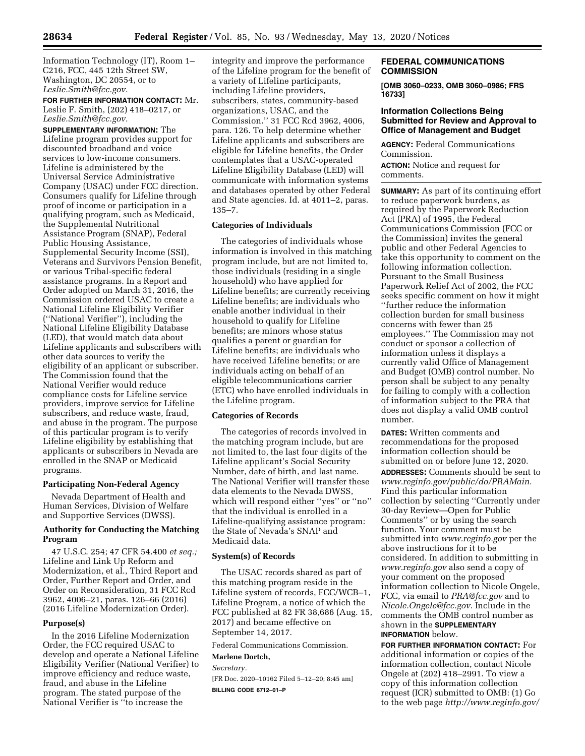Information Technology (IT), Room 1–C216, FCC, 445 12th Street SW, Washington, DC 20554, or to *Leslie.Smith@fcc.gov.*

**FOR FURTHER INFORMATION CONTACT:** Mr. Leslie F. Smith, (202) 418–0217, or *Leslie.Smith@fcc.gov.*

**SUPPLEMENTARY INFORMATION:** The Lifeline program provides support for discounted broadband and voice services to low-income consumers. Lifeline is administered by the Universal Service Administrative Company (USAC) under FCC direction. Consumers qualify for Lifeline through proof of income or participation in a qualifying program, such as Medicaid, the Supplemental Nutritional Assistance Program (SNAP), Federal Public Housing Assistance, Supplemental Security Income (SSI), Veterans and Survivors Pension Benefit, or various Tribal-specific federal assistance programs. In a Report and Order adopted on March 31, 2016, the Commission ordered USAC to create a National Lifeline Eligibility Verifier (''National Verifier''), including the National Lifeline Eligibility Database (LED), that would match data about Lifeline applicants and subscribers with other data sources to verify the eligibility of an applicant or subscriber. The Commission found that the National Verifier would reduce compliance costs for Lifeline service providers, improve service for Lifeline subscribers, and reduce waste, fraud, and abuse in the program. The purpose of this particular program is to verify Lifeline eligibility by establishing that applicants or subscribers in Nevada are enrolled in the SNAP or Medicaid programs.

### Participating Non-Federal Agency

Nevada Department of Health and Human Services, Division of Welfare and Supportive Services (DWSS).

### Authority for Conducting the Matching Program

47 U.S.C. 254; 47 CFR 54.400 *et seq.;* Lifeline and Link Up Reform and Modernization, et al., Third Report and Order, Further Report and Order, and Order on Reconsideration, 31 FCC Rcd 3962, 4006–21, paras. 126–66 (2016) (2016 Lifeline Modernization Order).

### Purpose(s)

In the 2016 Lifeline Modernization Order, the FCC required USAC to develop and operate a National Lifeline Eligibility Verifier (National Verifier) to improve efficiency and reduce waste, fraud, and abuse in the Lifeline program. The stated purpose of the National Verifier is ''to increase the integrity and improve the performance of the Lifeline program for the benefit of a variety of Lifeline participants, including Lifeline providers, subscribers, states, community-based organizations, USAC, and the Commission.'' 31 FCC Rcd 3962, 4006, para. 126. To help determine whether Lifeline applicants and subscribers are eligible for Lifeline benefits, the Order contemplates that a USAC-operated Lifeline Eligibility Database (LED) will communicate with information systems and databases operated by other Federal and State agencies. Id. at 4011–2, paras. 135–7.

### Categories of Individuals

The categories of individuals whose information is involved in this matching program include, but are not limited to, those individuals (residing in a single household) who have applied for Lifeline benefits; are currently receiving Lifeline benefits; are individuals who enable another individual in their household to qualify for Lifeline benefits; are minors whose status qualifies a parent or guardian for Lifeline benefits; are individuals who have received Lifeline benefits; or are individuals acting on behalf of an eligible telecommunications carrier (ETC) who have enrolled individuals in the Lifeline program.

### Categories of Records

The categories of records involved in the matching program include, but are not limited to, the last four digits of the Lifeline applicant's Social Security Number, date of birth, and last name. The National Verifier will transfer these data elements to the Nevada DWSS, which will respond either ''yes'' or ''no'' that the individual is enrolled in a Lifeline-qualifying assistance program: the State of Nevada's SNAP and Medicaid data.

### System(s) of Records

The USAC records shared as part of this matching program reside in the Lifeline system of records, FCC/WCB–1, Lifeline Program, a notice of which the FCC published at 82 FR 38,686 (Aug. 15, 2017) and became effective on September 14, 2017.

Federal Communications Commission.

**Marlene Dortch,**

*Secretary.*

[FR Doc. 2020–10162 Filed 5–12–20; 8:45 am]

**BILLING CODE 6712–01–P**

## FEDERAL COMMUNICATIONS COMMISSION

**[OMB 3060–0233, OMB 3060–0986; FRS 16733]**

## Information Collections Being Submitted for Review and Approval to Office of Management and Budget

**AGENCY:** Federal Communications Commission.

**ACTION:** Notice and request for comments.

**SUMMARY:** As part of its continuing effort to reduce paperwork burdens, as required by the Paperwork Reduction Act (PRA) of 1995, the Federal Communications Commission (FCC or the Commission) invites the general public and other Federal Agencies to take this opportunity to comment on the following information collection. Pursuant to the Small Business Paperwork Relief Act of 2002, the FCC seeks specific comment on how it might ''further reduce the information collection burden for small business concerns with fewer than 25 employees.'' The Commission may not conduct or sponsor a collection of information unless it displays a currently valid Office of Management and Budget (OMB) control number. No person shall be subject to any penalty for failing to comply with a collection of information subject to the PRA that does not display a valid OMB control number.

**DATES:** Written comments and recommendations for the proposed information collection should be submitted on or before June 12, 2020.

**ADDRESSES:** Comments should be sent to *www.reginfo.gov/public/do/PRAMain.* Find this particular information collection by selecting ''Currently under 30-day Review—Open for Public Comments'' or by using the search function. Your comment must be submitted into *www.reginfo.gov* per the above instructions for it to be considered. In addition to submitting in *www.reginfo.gov* also send a copy of your comment on the proposed information collection to Nicole Ongele, FCC, via email to *PRA@fcc.gov* and to *Nicole.Ongele@fcc.gov.* Include in the comments the OMB control number as shown in the **SUPPLEMENTARY INFORMATION** below.

**FOR FURTHER INFORMATION CONTACT:** For additional information or copies of the information collection, contact Nicole Ongele at (202) 418–2991. To view a copy of this information collection request (ICR) submitted to OMB: (1) Go to the web page *http://www.reginfo.gov/*